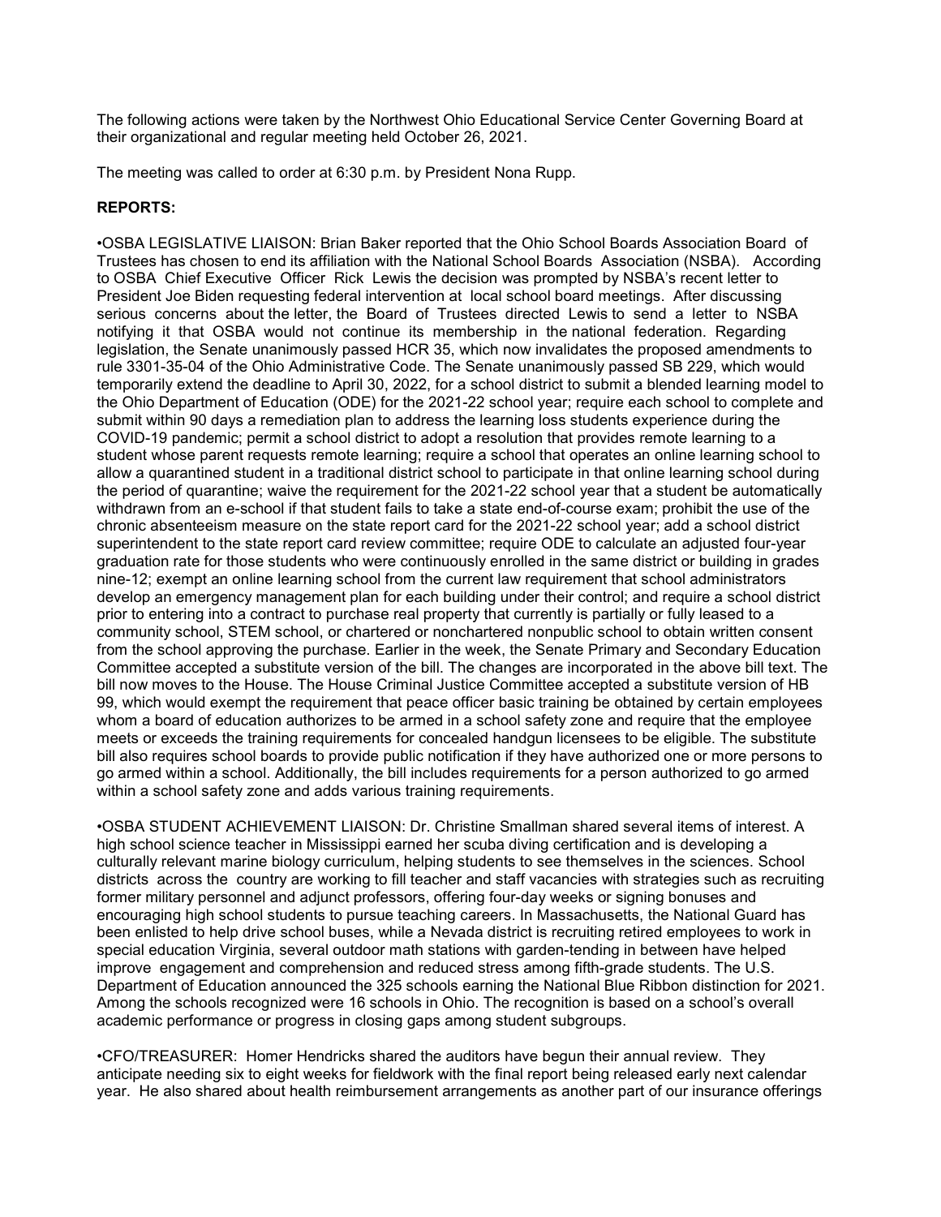The following actions were taken by the Northwest Ohio Educational Service Center Governing Board at their organizational and regular meeting held October 26, 2021.

The meeting was called to order at 6:30 p.m. by President Nona Rupp.

**REPORTS:**

•OSBA LEGISLATIVE LIAISON: Brian Baker reported that the Ohio School Boards Association Board of Trustees has chosen to end its affiliation with the National School Boards Association (NSBA). According to OSBA Chief Executive Officer Rick Lewis the decision was prompted by NSBA's recent letter to President Joe Biden requesting federal intervention at local school board meetings. After discussing serious concerns about the letter, the Board of Trustees directed Lewis to send a letter to NSBA notifying it that OSBA would not continue its membership in the national federation. Regarding legislation, the Senate unanimously passed HCR 35, which now invalidates the proposed amendments to rule 3301-35-04 of the Ohio Administrative Code. The Senate unanimously passed SB 229, which would temporarily extend the deadline to April 30, 2022, for a school district to submit a blended learning model to the Ohio Department of Education (ODE) for the 2021-22 school year; require each school to complete and submit within 90 days a remediation plan to address the learning loss students experience during the COVID-19 pandemic; permit a school district to adopt a resolution that provides remote learning to a student whose parent requests remote learning; require a school that operates an online learning school to allow a quarantined student in a traditional district school to participate in that online learning school during the period of quarantine; waive the requirement for the 2021-22 school year that a student be automatically withdrawn from an e-school if that student fails to take a state end-of-course exam; prohibit the use of the chronic absenteeism measure on the state report card for the 2021-22 school year; add a school district superintendent to the state report card review committee; require ODE to calculate an adjusted four-year graduation rate for those students who were continuously enrolled in the same district or building in grades nine-12; exempt an online learning school from the current law requirement that school administrators develop an emergency management plan for each building under their control; and require a school district prior to entering into a contract to purchase real property that currently is partially or fully leased to a community school, STEM school, or chartered or nonchartered nonpublic school to obtain written consent from the school approving the purchase. Earlier in the week, the Senate Primary and Secondary Education Committee accepted a substitute version of the bill. The changes are incorporated in the above bill text. The bill now moves to the House. The House Criminal Justice Committee accepted a substitute version of HB 99, which would exempt the requirement that peace officer basic training be obtained by certain employees whom a board of education authorizes to be armed in a school safety zone and require that the employee meets or exceeds the training requirements for concealed handgun licensees to be eligible. The substitute bill also requires school boards to provide public notification if they have authorized one or more persons to go armed within a school. Additionally, the bill includes requirements for a person authorized to go armed within a school safety zone and adds various training requirements.

•OSBA STUDENT ACHIEVEMENT LIAISON: Dr. Christine Smallman shared several items of interest. A high school science teacher in Mississippi earned her scuba diving certification and is developing a culturally relevant marine biology curriculum, helping students to see themselves in the sciences. School districts across the country are working to fill teacher and staff vacancies with strategies such as recruiting former military personnel and adjunct professors, offering four-day weeks or signing bonuses and encouraging high school students to pursue teaching careers. In Massachusetts, the National Guard has been enlisted to help drive school buses, while a Nevada district is recruiting retired employees to work in special education Virginia, several outdoor math stations with garden-tending in between have helped improve engagement and comprehension and reduced stress among fifth-grade students. The U.S. Department of Education announced the 325 schools earning the National Blue Ribbon distinction for 2021. Among the schools recognized were 16 schools in Ohio. The recognition is based on a school's overall academic performance or progress in closing gaps among student subgroups.

•CFO/TREASURER: Homer Hendricks shared the auditors have begun their annual review. They anticipate needing six to eight weeks for fieldwork with the final report being released early next calendar year. He also shared about health reimbursement arrangements as another part of our insurance offerings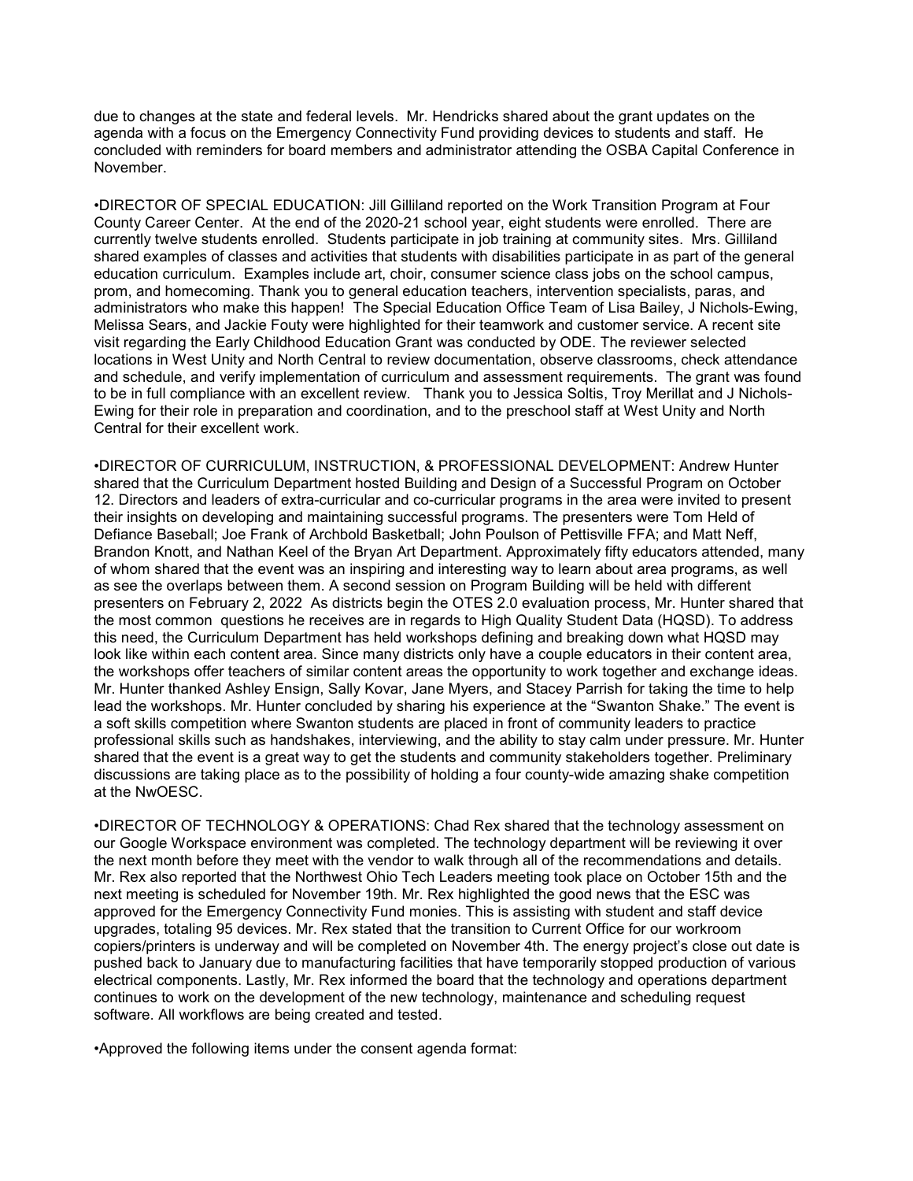due to changes at the state and federal levels. Mr. Hendricks shared about the grant updates on the agenda with a focus on the Emergency Connectivity Fund providing devices to students and staff. He concluded with reminders for board members and administrator attending the OSBA Capital Conference in November.

•DIRECTOR OF SPECIAL EDUCATION: Jill Gilliland reported on the Work Transition Program at Four County Career Center. At the end of the 2020-21 school year, eight students were enrolled. There are currently twelve students enrolled. Students participate in job training at community sites. Mrs. Gilliland shared examples of classes and activities that students with disabilities participate in as part of the general education curriculum. Examples include art, choir, consumer science class jobs on the school campus, prom, and homecoming. Thank you to general education teachers, intervention specialists, paras, and administrators who make this happen! The Special Education Office Team of Lisa Bailey, J Nichols-Ewing, Melissa Sears, and Jackie Fouty were highlighted for their teamwork and customer service. A recent site visit regarding the Early Childhood Education Grant was conducted by ODE. The reviewer selected locations in West Unity and North Central to review documentation, observe classrooms, check attendance and schedule, and verify implementation of curriculum and assessment requirements. The grant was found to be in full compliance with an excellent review. Thank you to Jessica Soltis, Troy Merillat and J Nichols-Ewing for their role in preparation and coordination, and to the preschool staff at West Unity and North Central for their excellent work.

•DIRECTOR OF CURRICULUM, INSTRUCTION, & PROFESSIONAL DEVELOPMENT: Andrew Hunter shared that the Curriculum Department hosted Building and Design of a Successful Program on October 12. Directors and leaders of extra-curricular and co-curricular programs in the area were invited to present their insights on developing and maintaining successful programs. The presenters were Tom Held of Defiance Baseball; Joe Frank of Archbold Basketball; John Poulson of Pettisville FFA; and Matt Neff, Brandon Knott, and Nathan Keel of the Bryan Art Department. Approximately fifty educators attended, many of whom shared that the event was an inspiring and interesting way to learn about area programs, as well as see the overlaps between them. A second session on Program Building will be held with different presenters on February 2, 2022 As districts begin the OTES 2.0 evaluation process, Mr. Hunter shared that the most common questions he receives are in regards to High Quality Student Data (HQSD). To address this need, the Curriculum Department has held workshops defining and breaking down what HQSD may look like within each content area. Since many districts only have a couple educators in their content area, the workshops offer teachers of similar content areas the opportunity to work together and exchange ideas. Mr. Hunter thanked Ashley Ensign, Sally Kovar, Jane Myers, and Stacey Parrish for taking the time to help lead the workshops. Mr. Hunter concluded by sharing his experience at the "Swanton Shake." The event is a soft skills competition where Swanton students are placed in front of community leaders to practice professional skills such as handshakes, interviewing, and the ability to stay calm under pressure. Mr. Hunter shared that the event is a great way to get the students and community stakeholders together. Preliminary discussions are taking place as to the possibility of holding a four county-wide amazing shake competition at the NwOESC.

•DIRECTOR OF TECHNOLOGY & OPERATIONS: Chad Rex shared that the technology assessment on our Google Workspace environment was completed. The technology department will be reviewing it over the next month before they meet with the vendor to walk through all of the recommendations and details. Mr. Rex also reported that the Northwest Ohio Tech Leaders meeting took place on October 15th and the next meeting is scheduled for November 19th. Mr. Rex highlighted the good news that the ESC was approved for the Emergency Connectivity Fund monies. This is assisting with student and staff device upgrades, totaling 95 devices. Mr. Rex stated that the transition to Current Office for our workroom copiers/printers is underway and will be completed on November 4th. The energy project's close out date is pushed back to January due to manufacturing facilities that have temporarily stopped production of various electrical components. Lastly, Mr. Rex informed the board that the technology and operations department continues to work on the development of the new technology, maintenance and scheduling request software. All workflows are being created and tested.

•Approved the following items under the consent agenda format: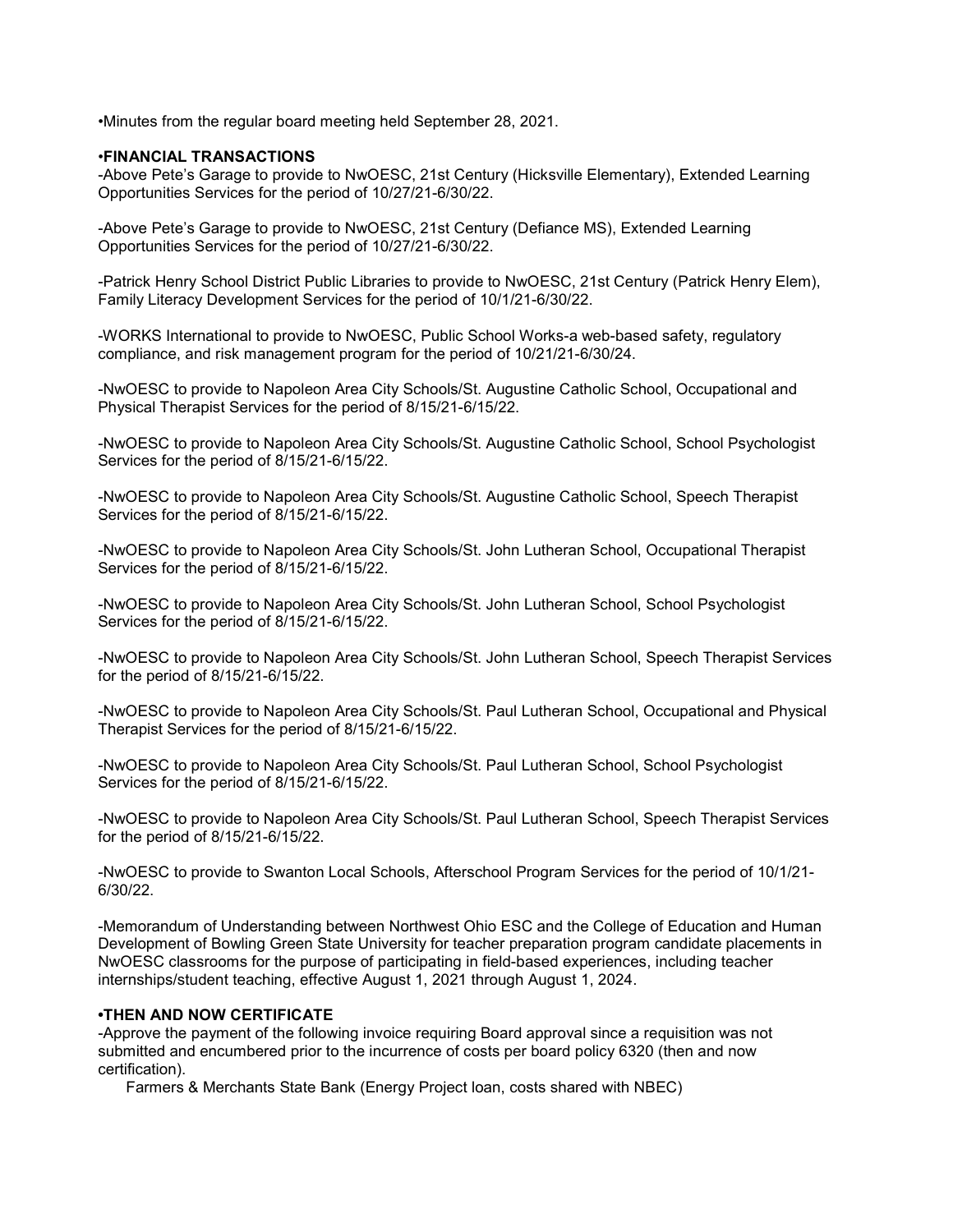•Minutes from the regular board meeting held September 28, 2021.

**•FINANCIAL TRANSACTIONS**

-Above Pete's Garage to provide to NwOESC, 21st Century (Hicksville Elementary), Extended Learning Opportunities Services for the period of 10/27/21-6/30/22.

-Above Pete's Garage to provide to NwOESC, 21st Century (Defiance MS), Extended Learning Opportunities Services for the period of 10/27/21-6/30/22.

-Patrick Henry School District Public Libraries to provide to NwOESC, 21st Century (Patrick Henry Elem), Family Literacy Development Services for the period of 10/1/21-6/30/22.

-WORKS International to provide to NwOESC, Public School Works-a web-based safety, regulatory compliance, and risk management program for the period of 10/21/21-6/30/24.

-NwOESC to provide to Napoleon Area City Schools/St. Augustine Catholic School, Occupational and Physical Therapist Services for the period of 8/15/21-6/15/22.

-NwOESC to provide to Napoleon Area City Schools/St. Augustine Catholic School, School Psychologist Services for the period of 8/15/21-6/15/22.

-NwOESC to provide to Napoleon Area City Schools/St. Augustine Catholic School, Speech Therapist Services for the period of 8/15/21-6/15/22.

-NwOESC to provide to Napoleon Area City Schools/St. John Lutheran School, Occupational Therapist Services for the period of 8/15/21-6/15/22.

-NwOESC to provide to Napoleon Area City Schools/St. John Lutheran School, School Psychologist Services for the period of 8/15/21-6/15/22.

-NwOESC to provide to Napoleon Area City Schools/St. John Lutheran School, Speech Therapist Services for the period of 8/15/21-6/15/22.

-NwOESC to provide to Napoleon Area City Schools/St. Paul Lutheran School, Occupational and Physical Therapist Services for the period of 8/15/21-6/15/22.

-NwOESC to provide to Napoleon Area City Schools/St. Paul Lutheran School, School Psychologist Services for the period of 8/15/21-6/15/22.

-NwOESC to provide to Napoleon Area City Schools/St. Paul Lutheran School, Speech Therapist Services for the period of 8/15/21-6/15/22.

-NwOESC to provide to Swanton Local Schools, Afterschool Program Services for the period of 10/1/21-6/30/22.

-Memorandum of Understanding between Northwest Ohio ESC and the College of Education and Human Development of Bowling Green State University for teacher preparation program candidate placements in NwOESC classrooms for the purpose of participating in field-based experiences, including teacher internships/student teaching, effective August 1, 2021 through August 1, 2024.

**•THEN AND NOW CERTIFICATE**

-Approve the payment of the following invoice requiring Board approval since a requisition was not submitted and encumbered prior to the incurrence of costs per board policy 6320 (then and now certification).

Farmers & Merchants State Bank (Energy Project loan, costs shared with NBEC)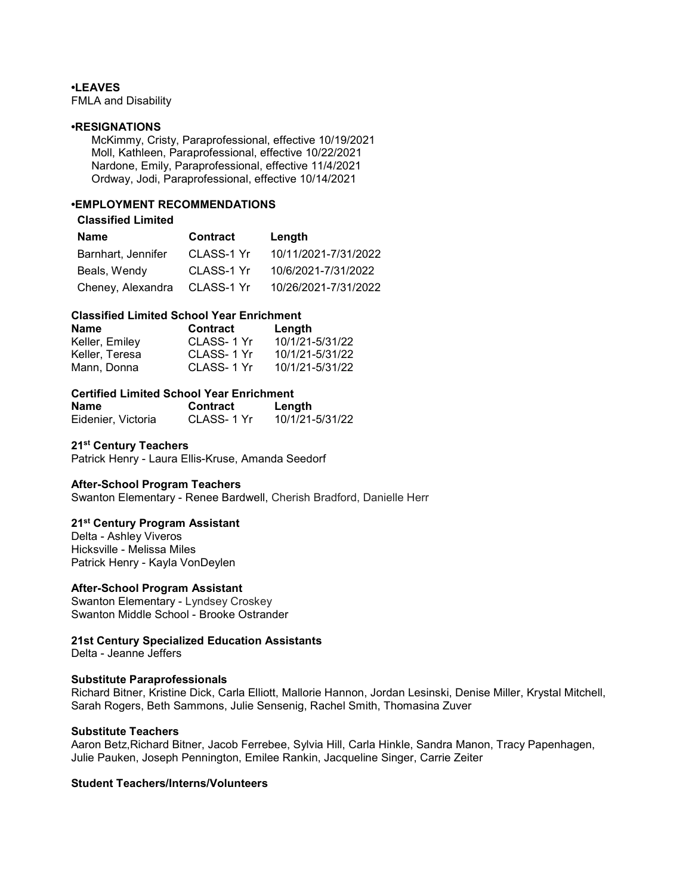**•LEAVES**

FMLA and Disability

**•RESIGNATIONS**

McKimmy, Cristy, Paraprofessional, effective 10/19/2021
Moll, Kathleen, Paraprofessional, effective 10/22/2021
Nardone, Emily, Paraprofessional, effective 11/4/2021
Ordway, Jodi, Paraprofessional, effective 10/14/2021

**•EMPLOYMENT RECOMMENDATIONS**

**Classified Limited**

| Name | Contract | Length |
|---|---|---|
| Barnhart, Jennifer | CLASS-1 Yr | 10/11/2021-7/31/2022 |
| Beals, Wendy | CLASS-1 Yr | 10/6/2021-7/31/2022 |
| Cheney, Alexandra | CLASS-1 Yr | 10/26/2021-7/31/2022 |

**Classified Limited School Year Enrichment**

| Name | Contract | Length |
|---|---|---|
| Keller, Emiley | CLASS- 1 Yr | 10/1/21-5/31/22 |
| Keller, Teresa | CLASS- 1 Yr | 10/1/21-5/31/22 |
| Mann, Donna | CLASS- 1 Yr | 10/1/21-5/31/22 |

**Certified Limited School Year Enrichment**

| Name | Contract | Length |
|---|---|---|
| Eidenier, Victoria | CLASS- 1 Yr | 10/1/21-5/31/22 |

**21st Century Teachers**

Patrick Henry - Laura Ellis-Kruse, Amanda Seedorf

**After-School Program Teachers**

Swanton Elementary - Renee Bardwell, Cherish Bradford, Danielle Herr

**21st Century Program Assistant**

Delta - Ashley Viveros
Hicksville - Melissa Miles
Patrick Henry - Kayla VonDeylen

**After-School Program Assistant**

Swanton Elementary - Lyndsey Croskey
Swanton Middle School - Brooke Ostrander

**21st Century Specialized Education Assistants**

Delta - Jeanne Jeffers

**Substitute Paraprofessionals**

Richard Bitner, Kristine Dick, Carla Elliott, Mallorie Hannon, Jordan Lesinski, Denise Miller, Krystal Mitchell, Sarah Rogers, Beth Sammons, Julie Sensenig, Rachel Smith, Thomasina Zuver

**Substitute Teachers**

Aaron Betz,Richard Bitner, Jacob Ferrebee, Sylvia Hill, Carla Hinkle, Sandra Manon, Tracy Papenhagen, Julie Pauken, Joseph Pennington, Emilee Rankin, Jacqueline Singer, Carrie Zeiter

**Student Teachers/Interns/Volunteers**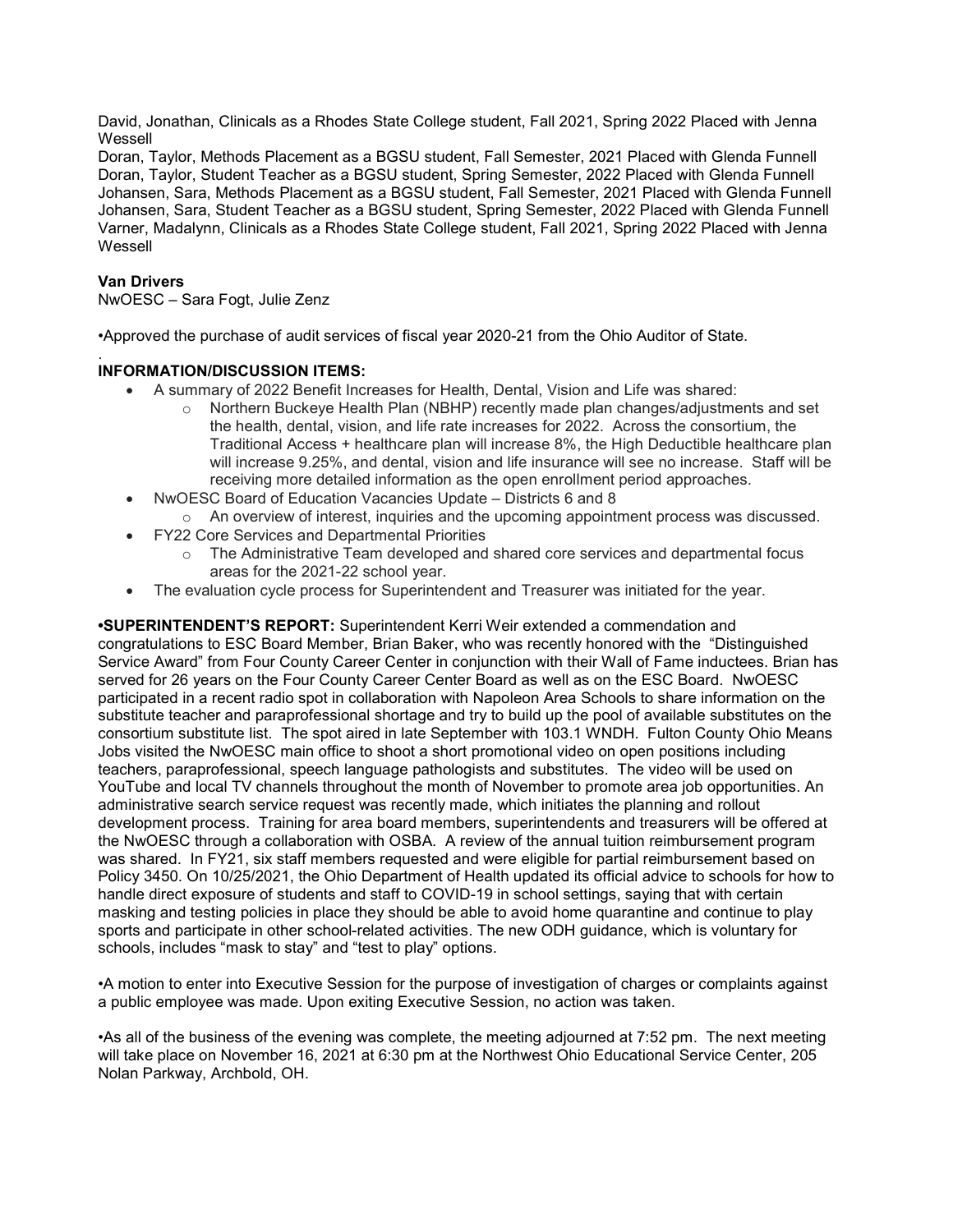David, Jonathan, Clinicals as a Rhodes State College student, Fall 2021, Spring 2022 Placed with Jenna Wessell
Doran, Taylor, Methods Placement as a BGSU student, Fall Semester, 2021 Placed with Glenda Funnell
Doran, Taylor, Student Teacher as a BGSU student, Spring Semester, 2022 Placed with Glenda Funnell
Johansen, Sara, Methods Placement as a BGSU student, Fall Semester, 2021 Placed with Glenda Funnell
Johansen, Sara, Student Teacher as a BGSU student, Spring Semester, 2022 Placed with Glenda Funnell
Varner, Madalynn, Clinicals as a Rhodes State College student, Fall 2021, Spring 2022 Placed with Jenna Wessell

**Van Drivers**
NwOESC – Sara Fogt, Julie Zenz

•Approved the purchase of audit services of fiscal year 2020-21 from the Ohio Auditor of State.

.
**INFORMATION/DISCUSSION ITEMS:**

- A summary of 2022 Benefit Increases for Health, Dental, Vision and Life was shared:
  - Northern Buckeye Health Plan (NBHP) recently made plan changes/adjustments and set the health, dental, vision, and life rate increases for 2022. Across the consortium, the Traditional Access + healthcare plan will increase 8%, the High Deductible healthcare plan will increase 9.25%, and dental, vision and life insurance will see no increase. Staff will be receiving more detailed information as the open enrollment period approaches.
- NwOESC Board of Education Vacancies Update – Districts 6 and 8
  - An overview of interest, inquiries and the upcoming appointment process was discussed.
- FY22 Core Services and Departmental Priorities
  - The Administrative Team developed and shared core services and departmental focus areas for the 2021-22 school year.
- The evaluation cycle process for Superintendent and Treasurer was initiated for the year.

**•SUPERINTENDENT'S REPORT:** Superintendent Kerri Weir extended a commendation and congratulations to ESC Board Member, Brian Baker, who was recently honored with the "Distinguished Service Award" from Four County Career Center in conjunction with their Wall of Fame inductees. Brian has served for 26 years on the Four County Career Center Board as well as on the ESC Board. NwOESC participated in a recent radio spot in collaboration with Napoleon Area Schools to share information on the substitute teacher and paraprofessional shortage and try to build up the pool of available substitutes on the consortium substitute list. The spot aired in late September with 103.1 WNDH. Fulton County Ohio Means Jobs visited the NwOESC main office to shoot a short promotional video on open positions including teachers, paraprofessional, speech language pathologists and substitutes. The video will be used on YouTube and local TV channels throughout the month of November to promote area job opportunities. An administrative search service request was recently made, which initiates the planning and rollout development process. Training for area board members, superintendents and treasurers will be offered at the NwOESC through a collaboration with OSBA. A review of the annual tuition reimbursement program was shared. In FY21, six staff members requested and were eligible for partial reimbursement based on Policy 3450. On 10/25/2021, the Ohio Department of Health updated its official advice to schools for how to handle direct exposure of students and staff to COVID-19 in school settings, saying that with certain masking and testing policies in place they should be able to avoid home quarantine and continue to play sports and participate in other school-related activities. The new ODH guidance, which is voluntary for schools, includes "mask to stay" and "test to play" options.

•A motion to enter into Executive Session for the purpose of investigation of charges or complaints against a public employee was made. Upon exiting Executive Session, no action was taken.

•As all of the business of the evening was complete, the meeting adjourned at 7:52 pm. The next meeting will take place on November 16, 2021 at 6:30 pm at the Northwest Ohio Educational Service Center, 205 Nolan Parkway, Archbold, OH.